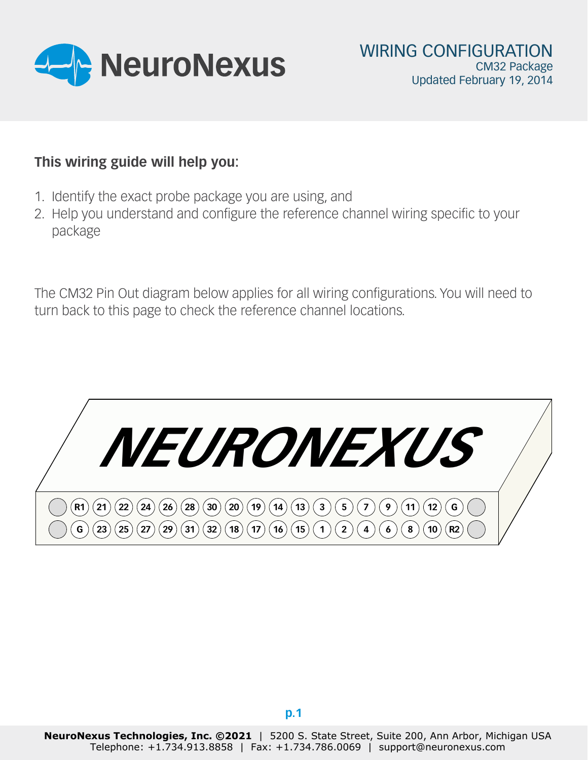# WIRING CONFIGURATION

CM32 Package
Updated February 19, 2014

**This wiring guide will help you:**

1. Identify the exact probe package you are using, and
2. Help you understand and configure the reference channel wiring specific to your package

The CM32 Pin Out diagram below applies for all wiring configurations. You will need to turn back to this page to check the reference channel locations.

NEURONEXUS

| | | | | | | | | | | | | | | | | | | |
|---|---|---|---|---|---|---|---|---|---|---|---|---|---|---|---|---|---|---|
| | R1 | 21 | 22 | 24 | 26 | 28 | 30 | 20 | 19 | 14 | 13 | 3 | 5 | 7 | 9 | 11 | 12 | G | |
| | G | 23 | 25 | 27 | 29 | 31 | 32 | 18 | 17 | 16 | 15 | 1 | 2 | 4 | 6 | 8 | 10 | R2 | |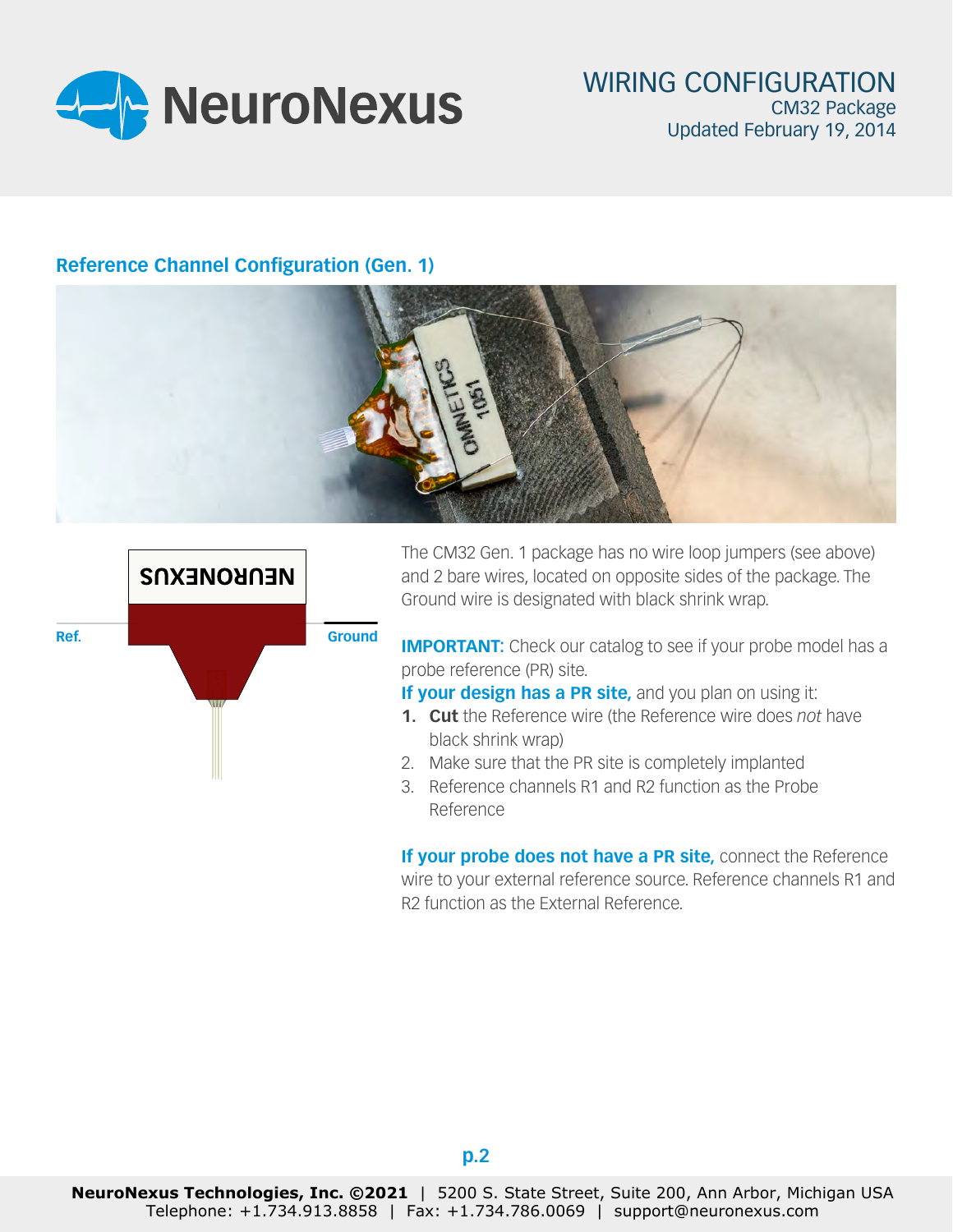## Reference Channel Configuration (Gen. 1)

Ref.

Ground

The CM32 Gen. 1 package has no wire loop jumpers (see above) and 2 bare wires, located on opposite sides of the package. The Ground wire is designated with black shrink wrap.

**IMPORTANT:** Check our catalog to see if your probe model has a probe reference (PR) site.

**If your design has a PR site,** and you plan on using it:

1. **Cut** the Reference wire (the Reference wire does *not* have black shrink wrap)
2. Make sure that the PR site is completely implanted
3. Reference channels R1 and R2 function as the Probe Reference

**If your probe does not have a PR site,** connect the Reference wire to your external reference source. Reference channels R1 and R2 function as the External Reference.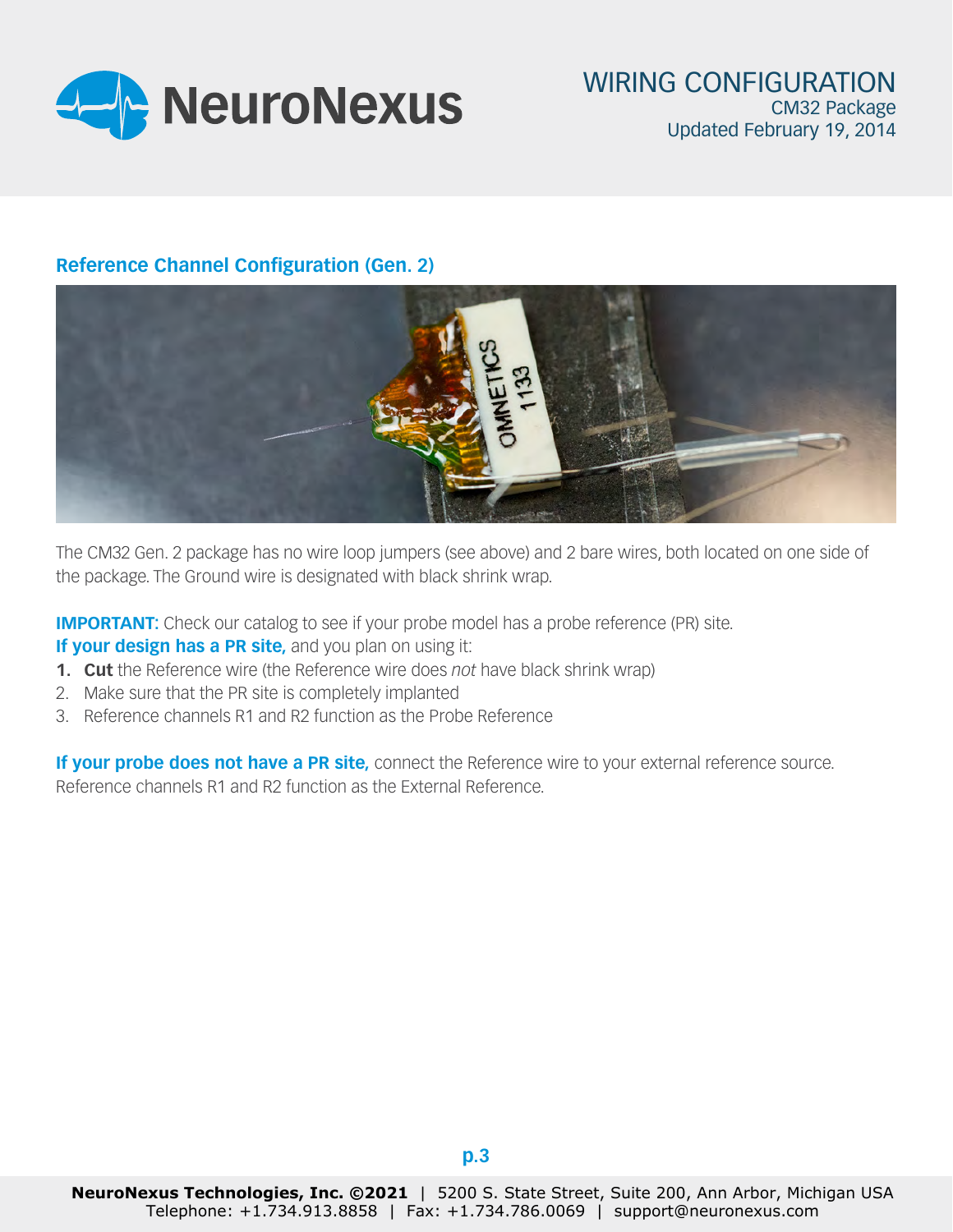## Reference Channel Configuration (Gen. 2)

The CM32 Gen. 2 package has no wire loop jumpers (see above) and 2 bare wires, both located on one side of the package. The Ground wire is designated with black shrink wrap.

**IMPORTANT:** Check our catalog to see if your probe model has a probe reference (PR) site.
**If your design has a PR site,** and you plan on using it:

1. **Cut** the Reference wire (the Reference wire does *not* have black shrink wrap)
2. Make sure that the PR site is completely implanted
3. Reference channels R1 and R2 function as the Probe Reference

**If your probe does not have a PR site,** connect the Reference wire to your external reference source. Reference channels R1 and R2 function as the External Reference.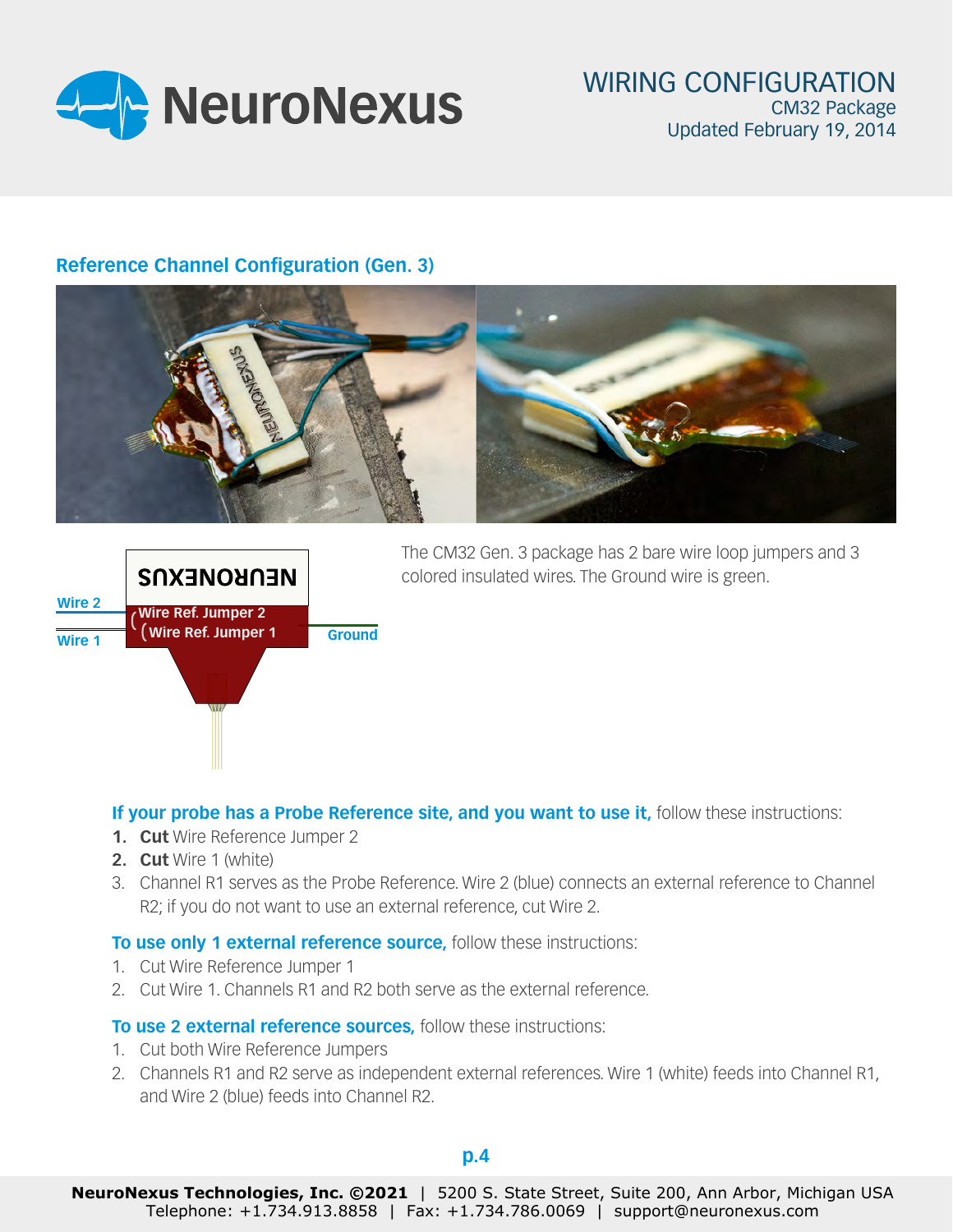## Reference Channel Configuration (Gen. 3)

The CM32 Gen. 3 package has 2 bare wire loop jumpers and 3 colored insulated wires. The Ground wire is green.

**If your probe has a Probe Reference site, and you want to use it,** follow these instructions:

1. **Cut** Wire Reference Jumper 2
2. **Cut** Wire 1 (white)
3. Channel R1 serves as the Probe Reference. Wire 2 (blue) connects an external reference to Channel R2; if you do not want to use an external reference, cut Wire 2.

**To use only 1 external reference source,** follow these instructions:

1. Cut Wire Reference Jumper 1
2. Cut Wire 1. Channels R1 and R2 both serve as the external reference.

**To use 2 external reference sources,** follow these instructions:

1. Cut both Wire Reference Jumpers
2. Channels R1 and R2 serve as independent external references. Wire 1 (white) feeds into Channel R1, and Wire 2 (blue) feeds into Channel R2.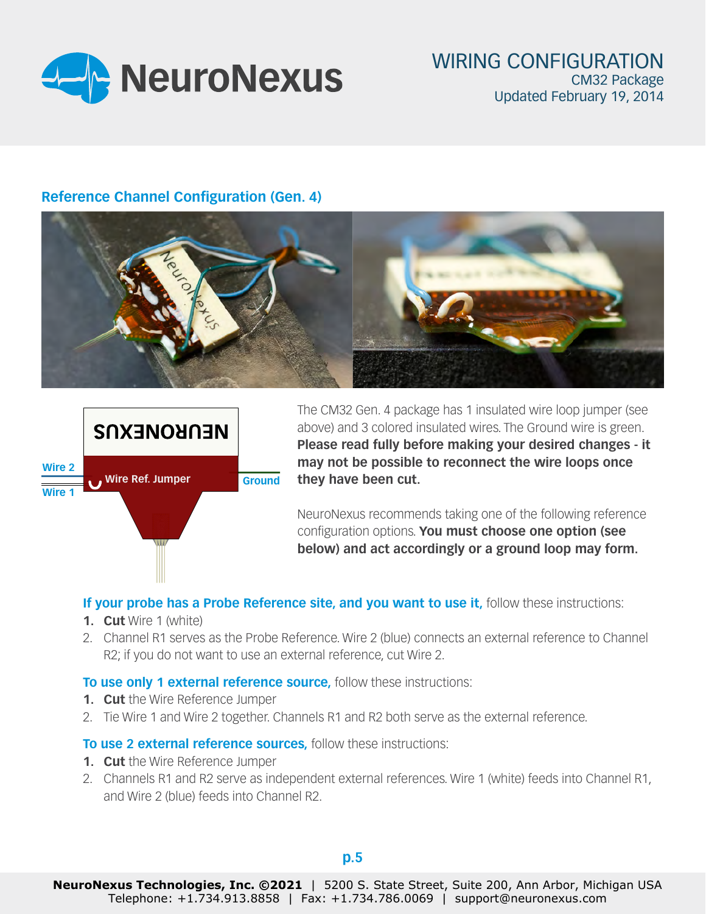## Reference Channel Configuration (Gen. 4)

Wire 2

Wire 1

Wire Ref. Jumper

Ground

The CM32 Gen. 4 package has 1 insulated wire loop jumper (see above) and 3 colored insulated wires. The Ground wire is green. **Please read fully before making your desired changes - it may not be possible to reconnect the wire loops once they have been cut.**

NeuroNexus recommends taking one of the following reference configuration options. **You must choose one option (see below) and act accordingly or a ground loop may form.**

**If your probe has a Probe Reference site, and you want to use it,** follow these instructions:

1. **Cut** Wire 1 (white)
2. Channel R1 serves as the Probe Reference. Wire 2 (blue) connects an external reference to Channel R2; if you do not want to use an external reference, cut Wire 2.

**To use only 1 external reference source,** follow these instructions:

1. **Cut** the Wire Reference Jumper
2. Tie Wire 1 and Wire 2 together. Channels R1 and R2 both serve as the external reference.

**To use 2 external reference sources,** follow these instructions:

1. **Cut** the Wire Reference Jumper
2. Channels R1 and R2 serve as independent external references. Wire 1 (white) feeds into Channel R1, and Wire 2 (blue) feeds into Channel R2.